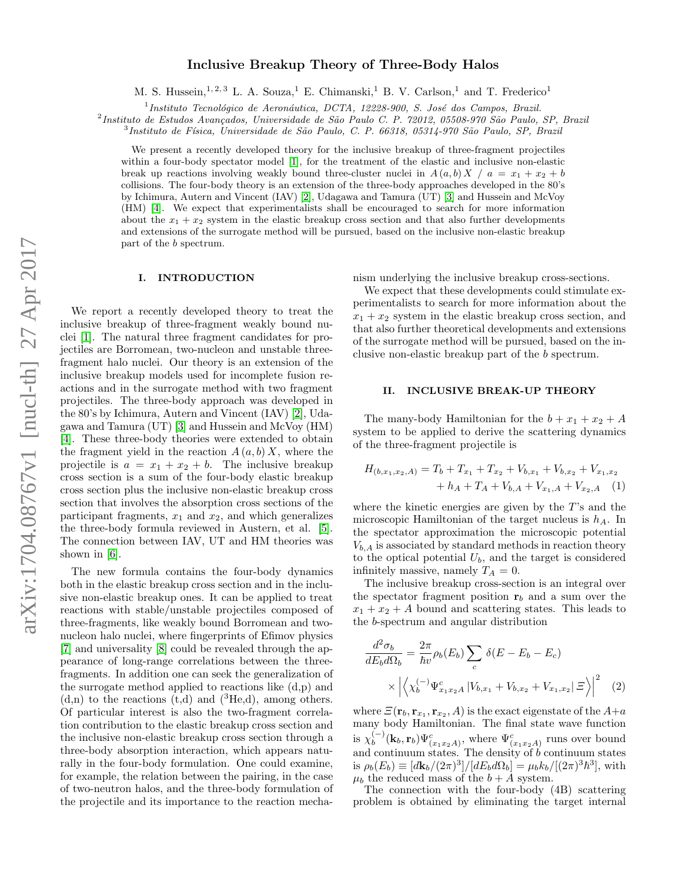# Inclusive Breakup Theory of Three-Body Halos

M. S. Hussein,[1,2,3] L. A. Souza,[1] E. Chimanski,[1] B. V. Carlson,[1] and T. Frederico[1]

[1] *Instituto Tecnológico de Aeronáutica, DCTA, 12228-900, S. José dos Campos, Brazil.*
[2] *Instituto de Estudos Avançados, Universidade de São Paulo C. P. 72012, 05508-970 São Paulo, SP, Brazil*
[3] *Instituto de Física, Universidade de São Paulo, C. P. 66318, 05314-970 São Paulo, SP, Brazil*

We present a recently developed theory for the inclusive breakup of three-fragment projectiles within a four-body spectator model [1], for the treatment of the elastic and inclusive non-elastic break up reactions involving weakly bound three-cluster nuclei in $A\,(a,b)\,X$ / $a = x_1 + x_2 + b$ collisions. The four-body theory is an extension of the three-body approaches developed in the 80's by Ichimura, Autern and Vincent (IAV) [2], Udagawa and Tamura (UT) [3] and Hussein and McVoy (HM) [4]. We expect that experimentalists shall be encouraged to search for more information about the $x_1 + x_2$ system in the elastic breakup cross section and that also further developments and extensions of the surrogate method will be pursued, based on the inclusive non-elastic breakup part of the $b$ spectrum.

## I. INTRODUCTION

We report a recently developed theory to treat the inclusive breakup of three-fragment weakly bound nuclei [1]. The natural three fragment candidates for projectiles are Borromean, two-nucleon and unstable three-fragment halo nuclei. Our theory is an extension of the inclusive breakup models used for incomplete fusion reactions and in the surrogate method with two fragment projectiles. The three-body approach was developed in the 80's by Ichimura, Autern and Vincent (IAV) [2], Udagawa and Tamura (UT) [3] and Hussein and McVoy (HM) [4]. These three-body theories were extended to obtain the fragment yield in the reaction $A\,(a,b)\,X$, where the projectile is $a = x_1 + x_2 + b$. The inclusive breakup cross section is a sum of the four-body elastic breakup cross section plus the inclusive non-elastic breakup cross section that involves the absorption cross sections of the participant fragments, $x_1$ and $x_2$, and which generalizes the three-body formula reviewed in Austern, et al. [5]. The connection between IAV, UT and HM theories was shown in [6].

The new formula contains the four-body dynamics both in the elastic breakup cross section and in the inclusive non-elastic breakup ones. It can be applied to treat reactions with stable/unstable projectiles composed of three-fragments, like weakly bound Borromean and two-nucleon halo nuclei, where fingerprints of Efimov physics [7] and universality [8] could be revealed through the appearance of long-range correlations between the three-fragments. In addition one can seek the generalization of the surrogate method applied to reactions like (d,p) and (d,n) to the reactions (t,d) and ($^3$He,d), among others. Of particular interest is also the two-fragment correlation contribution to the elastic breakup cross section and the inclusive non-elastic breakup cross section through a three-body absorption interaction, which appears naturally in the four-body formulation. One could examine, for example, the relation between the pairing, in the case of two-neutron halos, and the three-body formulation of the projectile and its importance to the reaction mechanism underlying the inclusive breakup cross-sections.

We expect that these developments could stimulate experimentalists to search for more information about the $x_1 + x_2$ system in the elastic breakup cross section, and that also further theoretical developments and extensions of the surrogate method will be pursued, based on the inclusive non-elastic breakup part of the $b$ spectrum.

## II. INCLUSIVE BREAK-UP THEORY

The many-body Hamiltonian for the $b + x_1 + x_2 + A$ system to be applied to derive the scattering dynamics of the three-fragment projectile is

$$
\begin{aligned}
H_{(b,x_1,x_2,A)} = {} & T_b + T_{x_1} + T_{x_2} + V_{b,x_1} + V_{b,x_2} + V_{x_1,x_2} \\
& + h_A + T_A + V_{b,A} + V_{x_1,A} + V_{x_2,A} \quad (1)
\end{aligned}
$$

where the kinetic energies are given by the $T$'s and the microscopic Hamiltonian of the target nucleus is $h_A$. In the spectator approximation the microscopic potential $V_{b,A}$ is associated by standard methods in reaction theory to the optical potential $U_b$, and the target is considered infinitely massive, namely $T_A = 0$.

The inclusive breakup cross-section is an integral over the spectator fragment position $\mathbf{r}_b$ and a sum over the $x_1 + x_2 + A$ bound and scattering states. This leads to the $b$-spectrum and angular distribution

$$
\begin{aligned}
\frac{d^2\sigma_b}{dE_b d\Omega_b} = {} & \frac{2\pi}{\hbar v}\rho_b(E_b)\sum_c \delta(E - E_b - E_c) \\
& \times \left|\left\langle \chi_b^{(-)}\Psi^c_{x_1 x_2 A}\left|V_{b,x_1} + V_{b,x_2} + V_{x_1,x_2}\right|\mathit{\Xi}\right\rangle\right|^2 \quad (2)
\end{aligned}
$$

where $\mathit{\Xi}(\mathbf{r}_b, \mathbf{r}_{x_1}, \mathbf{r}_{x_2}, A)$ is the exact eigenstate of the $A+a$ many body Hamiltonian. The final state wave function is $\chi_b^{(-)}(\mathbf{k}_b, \mathbf{r}_b)\Psi^c_{(x_1 x_2 A)}$, where $\Psi^c_{(x_1 x_2 A)}$ runs over bound and continuum states. The density of $b$ continuum states is $\rho_b(E_b) \equiv [d\mathbf{k}_b/(2\pi)^3]/[dE_b d\Omega_b] = \mu_b k_b/[(2\pi)^3\hbar^3]$, with $\mu_b$ the reduced mass of the $b + A$ system.

The connection with the four-body (4B) scattering problem is obtained by eliminating the target internal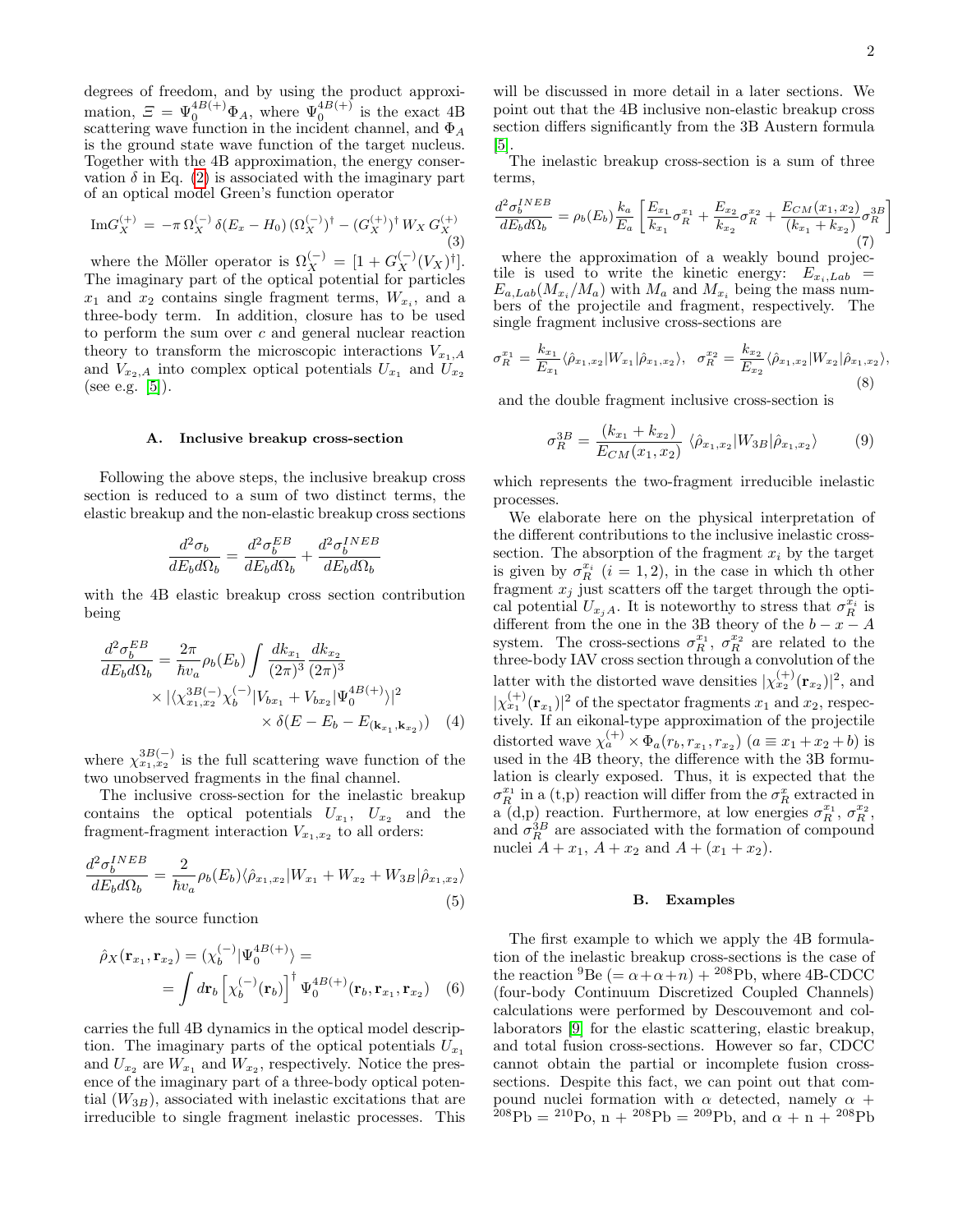degrees of freedom, and by using the product approximation, $\Xi = \Psi_0^{4B(+)} \Phi_A$, where $\Psi_0^{4B(+)}$ is the exact 4B scattering wave function in the incident channel, and $\Phi_A$ is the ground state wave function of the target nucleus. Together with the 4B approximation, the energy conservation $\delta$ in Eq. (2) is associated with the imaginary part of an optical model Green's function operator

$$\mathrm{Im}G_X^{(+)} = -\pi\, \Omega_X^{(-)}\, \delta(E_x - H_0)\, (\Omega_X^{(-)})^{\dagger} - (G_X^{(+)})^{\dagger}\, W_X\, G_X^{(+)} \tag{3}$$

where the Möller operator is $\Omega_X^{(-)} = [1 + G_X^{(-)}(V_X)^{\dagger}]$. The imaginary part of the optical potential for particles $x_1$ and $x_2$ contains single fragment terms, $W_{x_i}$, and a three-body term. In addition, closure has to be used to perform the sum over $c$ and general nuclear reaction theory to transform the microscopic interactions $V_{x_1,A}$ and $V_{x_2,A}$ into complex optical potentials $U_{x_1}$ and $U_{x_2}$ (see e.g. [5]).

### A. Inclusive breakup cross-section

Following the above steps, the inclusive breakup cross section is reduced to a sum of two distinct terms, the elastic breakup and the non-elastic breakup cross sections

$$\frac{d^2\sigma_b}{dE_b d\Omega_b} = \frac{d^2\sigma_b^{EB}}{dE_b d\Omega_b} + \frac{d^2\sigma_b^{INEB}}{dE_b d\Omega_b}$$

with the 4B elastic breakup cross section contribution being

$$\frac{d^2\sigma_b^{EB}}{dE_b d\Omega_b} = \frac{2\pi}{\hbar v_a}\rho_b(E_b)\int \frac{dk_{x_1}}{(2\pi)^3}\frac{dk_{x_2}}{(2\pi)^3} \times |\langle \chi_{x_1,x_2}^{3B(-)}\chi_b^{(-)}|V_{bx_1} + V_{bx_2}|\Psi_0^{4B(+)}\rangle|^2 \times \delta(E - E_b - E_{(\mathbf{k}_{x_1},\mathbf{k}_{x_2})}) \tag{4}$$

where $\chi_{x_1,x_2}^{3B(-)}$ is the full scattering wave function of the two unobserved fragments in the final channel.

The inclusive cross-section for the inelastic breakup contains the optical potentials $U_{x_1}$, $U_{x_2}$ and the fragment-fragment interaction $V_{x_1,x_2}$ to all orders:

$$\frac{d^2\sigma_b^{INEB}}{dE_b d\Omega_b} = \frac{2}{\hbar v_a}\rho_b(E_b)\langle \hat{\rho}_{x_1,x_2}|W_{x_1} + W_{x_2} + W_{3B}|\hat{\rho}_{x_1,x_2}\rangle \tag{5}$$

where the source function

$$\hat{\rho}_X(\mathbf{r}_{x_1},\mathbf{r}_{x_2}) = (\chi_b^{(-)}|\Psi_0^{4B(+)}\rangle = \int d\mathbf{r}_b \left[\chi_b^{(-)}(\mathbf{r}_b)\right]^{\dagger} \Psi_0^{4B(+)}(\mathbf{r}_b,\mathbf{r}_{x_1},\mathbf{r}_{x_2}) \tag{6}$$

carries the full 4B dynamics in the optical model description. The imaginary parts of the optical potentials $U_{x_1}$ and $U_{x_2}$ are $W_{x_1}$ and $W_{x_2}$, respectively. Notice the presence of the imaginary part of a three-body optical potential ($W_{3B}$), associated with inelastic excitations that are irreducible to single fragment inelastic processes. This will be discussed in more detail in a later sections. We point out that the 4B inclusive non-elastic breakup cross section differs significantly from the 3B Austern formula [5].

The inelastic breakup cross-section is a sum of three terms,

$$\frac{d^2\sigma_b^{INEB}}{dE_b d\Omega_b} = \rho_b(E_b)\frac{k_a}{E_a}\left[\frac{E_{x_1}}{k_{x_1}}\sigma_R^{x_1} + \frac{E_{x_2}}{k_{x_2}}\sigma_R^{x_2} + \frac{E_{CM}(x_1,x_2)}{(k_{x_1}+k_{x_2})}\sigma_R^{3B}\right] \tag{7}$$

where the approximation of a weakly bound projectile is used to write the kinetic energy: $E_{x_i,Lab} = E_{a,Lab}(M_{x_i}/M_a)$ with $M_a$ and $M_{x_i}$ being the mass numbers of the projectile and fragment, respectively. The single fragment inclusive cross-sections are

$$\sigma_R^{x_1} = \frac{k_{x_1}}{E_{x_1}}\langle \hat{\rho}_{x_1,x_2}|W_{x_1}|\hat{\rho}_{x_1,x_2}\rangle, \quad \sigma_R^{x_2} = \frac{k_{x_2}}{E_{x_2}}\langle \hat{\rho}_{x_1,x_2}|W_{x_2}|\hat{\rho}_{x_1,x_2}\rangle, \tag{8}$$

and the double fragment inclusive cross-section is

$$\sigma_R^{3B} = \frac{(k_{x_1}+k_{x_2})}{E_{CM}(x_1,x_2)}\,\langle \hat{\rho}_{x_1,x_2}|W_{3B}|\hat{\rho}_{x_1,x_2}\rangle \tag{9}$$

which represents the two-fragment irreducible inelastic processes.

We elaborate here on the physical interpretation of the different contributions to the inclusive inelastic cross-section. The absorption of the fragment $x_i$ by the target is given by $\sigma_R^{x_i}$ ($i = 1, 2$), in the case in which th other fragment $x_j$ just scatters off the target through the optical potential $U_{x_j A}$. It is noteworthy to stress that $\sigma_R^{x_i}$ is different from the one in the 3B theory of the $b - x - A$ system. The cross-sections $\sigma_R^{x_1}$, $\sigma_R^{x_2}$ are related to the three-body IAV cross section through a convolution of the latter with the distorted wave densities $|\chi_{x_2}^{(+)}(\mathbf{r}_{x_2})|^2$, and $|\chi_{x_1}^{(+)}(\mathbf{r}_{x_1})|^2$ of the spectator fragments $x_1$ and $x_2$, respectively. If an eikonal-type approximation of the projectile distorted wave $\chi_a^{(+)} \times \Phi_a(r_b, r_{x_1}, r_{x_2})$ ($a \equiv x_1 + x_2 + b$) is used in the 4B theory, the difference with the 3B formulation is clearly exposed. Thus, it is expected that the $\sigma_R^{x_1}$ in a (t,p) reaction will differ from the $\sigma_R^{x}$ extracted in a (d,p) reaction. Furthermore, at low energies $\sigma_R^{x_1}$, $\sigma_R^{x_2}$, and $\sigma_R^{3B}$ are associated with the formation of compound nuclei $A + x_1$, $A + x_2$ and $A + (x_1 + x_2)$.

### B. Examples

The first example to which we apply the 4B formulation of the inelastic breakup cross-sections is the case of the reaction $^{9}$Be ($= \alpha + \alpha + n$) + $^{208}$Pb, where 4B-CDCC (four-body Continuum Discretized Coupled Channels) calculations were performed by Descouvemont and collaborators [9] for the elastic scattering, elastic breakup, and total fusion cross-sections. However so far, CDCC cannot obtain the partial or incomplete fusion cross-sections. Despite this fact, we can point out that compound nuclei formation with $\alpha$ detected, namely $\alpha$ + $^{208}$Pb = $^{210}$Po, n + $^{208}$Pb = $^{209}$Pb, and $\alpha$ + n + $^{208}$Pb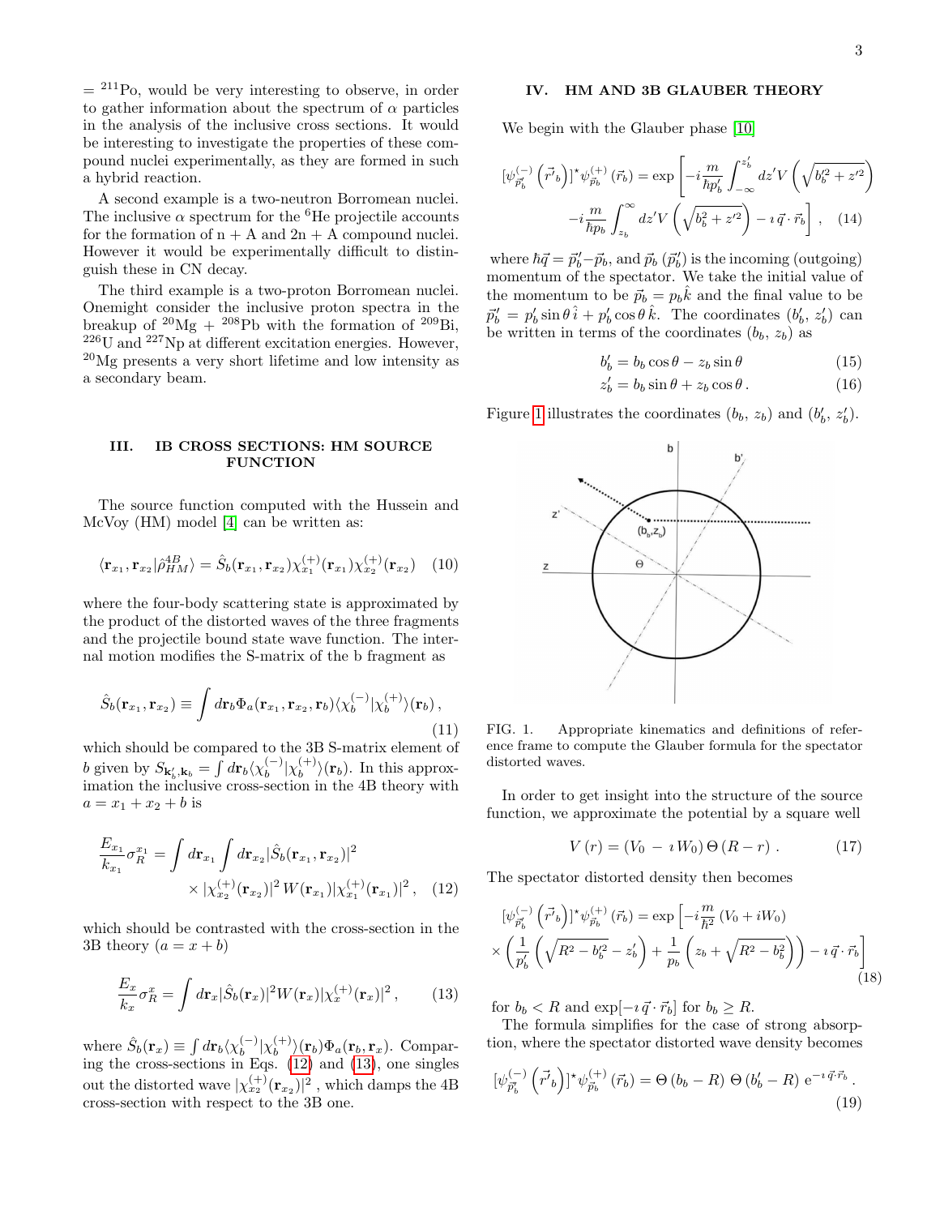= $^{211}$Po, would be very interesting to observe, in order to gather information about the spectrum of $\alpha$ particles in the analysis of the inclusive cross sections. It would be interesting to investigate the properties of these compound nuclei experimentally, as they are formed in such a hybrid reaction.

A second example is a two-neutron Borromean nuclei. The inclusive $\alpha$ spectrum for the $^6$He projectile accounts for the formation of n + A and 2n + A compound nuclei. However it would be experimentally difficult to distinguish these in CN decay.

The third example is a two-proton Borromean nuclei. Onemight consider the inclusive proton spectra in the breakup of $^{20}$Mg + $^{208}$Pb with the formation of $^{209}$Bi, $^{226}$U and $^{227}$Np at different excitation energies. However, $^{20}$Mg presents a very short lifetime and low intensity as a secondary beam.

## III. IB CROSS SECTIONS: HM SOURCE FUNCTION

The source function computed with the Hussein and McVoy (HM) model [4] can be written as:

$$\langle \mathbf{r}_{x_1}, \mathbf{r}_{x_2} | \hat{\rho}^{4B}_{HM} \rangle = \hat{S}_b(\mathbf{r}_{x_1}, \mathbf{r}_{x_2}) \chi^{(+)}_{x_1}(\mathbf{r}_{x_1}) \chi^{(+)}_{x_2}(\mathbf{r}_{x_2}) \quad (10)$$

where the four-body scattering state is approximated by the product of the distorted waves of the three fragments and the projectile bound state wave function. The internal motion modifies the S-matrix of the b fragment as

$$\hat{S}_b(\mathbf{r}_{x_1}, \mathbf{r}_{x_2}) \equiv \int d\mathbf{r}_b \Phi_a(\mathbf{r}_{x_1}, \mathbf{r}_{x_2}, \mathbf{r}_b) \langle \chi^{(-)}_b | \chi^{(+)}_b \rangle(\mathbf{r}_b) \,, \quad (11)$$

which should be compared to the 3B S-matrix element of $b$ given by $S_{\mathbf{k}'_b, \mathbf{k}_b} = \int d\mathbf{r}_b \langle \chi^{(-)}_b | \chi^{(+)}_b \rangle(\mathbf{r}_b)$. In this approximation the inclusive cross-section in the 4B theory with $a = x_1 + x_2 + b$ is

$$\frac{E_{x_1}}{k_{x_1}} \sigma^{x_1}_R = \int d\mathbf{r}_{x_1} \int d\mathbf{r}_{x_2} |\hat{S}_b(\mathbf{r}_{x_1}, \mathbf{r}_{x_2})|^2 \times |\chi^{(+)}_{x_2}(\mathbf{r}_{x_2})|^2 \, W(\mathbf{r}_{x_1}) |\chi^{(+)}_{x_1}(\mathbf{r}_{x_1})|^2 \,, \quad (12)$$

which should be contrasted with the cross-section in the 3B theory ($a = x + b$)

$$\frac{E_x}{k_x} \sigma^x_R = \int d\mathbf{r}_x |\hat{S}_b(\mathbf{r}_x)|^2 W(\mathbf{r}_x) |\chi^{(+)}_x(\mathbf{r}_x)|^2 \,, \quad (13)$$

where $\hat{S}_b(\mathbf{r}_x) \equiv \int d\mathbf{r}_b \langle \chi^{(-)}_b | \chi^{(+)}_b \rangle(\mathbf{r}_b) \Phi_a(\mathbf{r}_b, \mathbf{r}_x)$. Comparing the cross-sections in Eqs. (12) and (13), one singles out the distorted wave $|\chi^{(+)}_{x_2}(\mathbf{r}_{x_2})|^2$, which damps the 4B cross-section with respect to the 3B one.

## IV. HM AND 3B GLAUBER THEORY

We begin with the Glauber phase [10]

$$[\psi^{(-)}_{\vec{p}'_b}(\vec{r}'_b)]^\star \psi^{(+)}_{\vec{p}_b}(\vec{r}_b) = \exp\left[ -i \frac{m}{\hbar p'_b} \int_{-\infty}^{z'_b} dz' V\left(\sqrt{b'^2_b + z'^2}\right) - i \frac{m}{\hbar p_b} \int_{z_b}^{\infty} dz' V\left(\sqrt{b^2_b + z'^2}\right) - \imath \, \vec{q} \cdot \vec{r}_b \right] , \quad (14)$$

where $\hbar \vec{q} = \vec{p}'_b - \vec{p}_b$, and $\vec{p}_b$ ($\vec{p}'_b$) is the incoming (outgoing) momentum of the spectator. We take the initial value of the momentum to be $\vec{p}_b = p_b \hat{k}$ and the final value to be $\vec{p}'_b = p'_b \sin\theta \, \hat{i} + p'_b \cos\theta \, \hat{k}$. The coordinates ($b'_b$, $z'_b$) can be written in terms of the coordinates ($b_b$, $z_b$) as

$$b'_b = b_b \cos\theta - z_b \sin\theta \quad (15)$$

$$z'_b = b_b \sin\theta + z_b \cos\theta \,. \quad (16)$$

Figure 1 illustrates the coordinates ($b_b$, $z_b$) and ($b'_b$, $z'_b$).

FIG. 1. Appropriate kinematics and definitions of reference frame to compute the Glauber formula for the spectator distorted waves.

In order to get insight into the structure of the source function, we approximate the potential by a square well

$$V(r) = (V_0 - \imath W_0) \, \Theta(R - r) \,. \quad (17)$$

The spectator distorted density then becomes

$$[\psi^{(-)}_{\vec{p}'_b}(\vec{r}'_b)]^\star \psi^{(+)}_{\vec{p}_b}(\vec{r}_b) = \exp\left[ -i \frac{m}{\hbar^2} (V_0 + iW_0) \times \left( \frac{1}{p'_b} \left( \sqrt{R^2 - b'^2_b} - z'_b \right) + \frac{1}{p_b} \left( z_b + \sqrt{R^2 - b^2_b} \right) \right) - \imath \, \vec{q} \cdot \vec{r}_b \right] \quad (18)$$

for $b_b < R$ and $\exp[-\imath \, \vec{q} \cdot \vec{r}_b]$ for $b_b \geq R$.

The formula simplifies for the case of strong absorption, where the spectator distorted wave density becomes

$$[\psi^{(-)}_{\vec{p}'_b}(\vec{r}'_b)]^\star \psi^{(+)}_{\vec{p}_b}(\vec{r}_b) = \Theta(b_b - R) \, \Theta(b'_b - R) \, e^{-\imath \, \vec{q} \cdot \vec{r}_b} \,. \quad (19)$$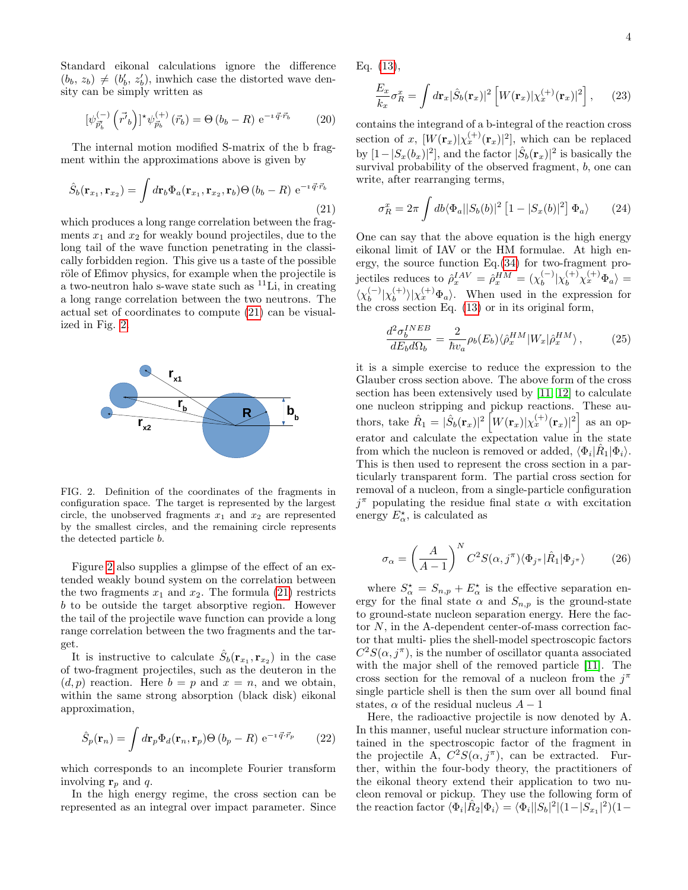Standard eikonal calculations ignore the difference $(b_b,\, z_b) \neq (b'_b,\, z'_b)$, inwhich case the distorted wave density can be simply written as

$$[\psi^{(-)}_{\vec{p}_b}\left(\vec{r'}_b\right)]^{\star}\psi^{(+)}_{\vec{p}_b}\left(\vec{r}_b\right) = \Theta\left(b_b - R\right)\,\mathrm{e}^{-\imath\,\vec{q}\cdot\vec{r}_b} \tag{20}$$

The internal motion modified S-matrix of the b fragment within the approximations above is given by

$$\hat{S}_b(\mathbf{r}_{x_1}, \mathbf{r}_{x_2}) = \int d\mathbf{r}_b \Phi_a(\mathbf{r}_{x_1}, \mathbf{r}_{x_2}, \mathbf{r}_b)\Theta\left(b_b - R\right)\,\mathrm{e}^{-\imath\,\vec{q}\cdot\vec{r}_b} \tag{21}$$

which produces a long range correlation between the fragments $x_1$ and $x_2$ for weakly bound projectiles, due to the long tail of the wave function penetrating in the classically forbidden region. This give us a taste of the possible rôle of Efimov physics, for example when the projectile is a two-neutron halo s-wave state such as $^{11}$Li, in creating a long range correlation between the two neutrons. The actual set of coordinates to compute (21) can be visualized in Fig. 2.

FIG. 2. Definition of the coordinates of the fragments in configuration space. The target is represented by the largest circle, the unobserved fragments $x_1$ and $x_2$ are represented by the smallest circles, and the remaining circle represents the detected particle $b$.

Figure 2 also supplies a glimpse of the effect of an extended weakly bound system on the correlation between the two fragments $x_1$ and $x_2$. The formula (21) restricts $b$ to be outside the target absorptive region. However the tail of the projectile wave function can provide a long range correlation between the two fragments and the target.

It is instructive to calculate $\hat{S}_b(\mathbf{r}_{x_1}, \mathbf{r}_{x_2})$ in the case of two-fragment projectiles, such as the deuteron in the $(d, p)$ reaction. Here $b = p$ and $x = n$, and we obtain, within the same strong absorption (black disk) eikonal approximation,

$$\hat{S}_p(\mathbf{r}_n) = \int d\mathbf{r}_p \Phi_d(\mathbf{r}_n, \mathbf{r}_p)\Theta\left(b_p - R\right)\,\mathrm{e}^{-\imath\,\vec{q}\cdot\vec{r}_p} \tag{22}$$

which corresponds to an incomplete Fourier transform involving $\mathbf{r}_p$ and $q$.

In the high energy regime, the cross section can be represented as an integral over impact parameter. Since Eq. (13),

$$\frac{E_x}{k_x}\sigma^x_R = \int d\mathbf{r}_x |\hat{S}_b(\mathbf{r}_x)|^2 \left[W(\mathbf{r}_x)|\chi^{(+)}_x(\mathbf{r}_x)|^2\right], \tag{23}$$

contains the integrand of a b-integral of the reaction cross section of $x$, $[W(\mathbf{r}_x)|\chi^{(+)}_x(\mathbf{r}_x)|^2]$, which can be replaced by $[1 - |S_x(b_x)|^2]$, and the factor $|\hat{S}_b(\mathbf{r}_x)|^2$ is basically the survival probability of the observed fragment, $b$, one can write, after rearranging terms,

$$\sigma^x_R = 2\pi \int db \langle \Phi_a||S_b(b)|^2 \left[1 - |S_x(b)|^2\right] \Phi_a\rangle \tag{24}$$

One can say that the above equation is the high energy eikonal limit of IAV or the HM formulae. At high energy, the source function Eq.(34) for two-fragment projectiles reduces to $\hat{\rho}^{IAV}_x = \hat{\rho}^{HM}_x = (\chi^{(-)}_b|\chi^{(+)}_b\chi^{(+)}_x\Phi_a\rangle = \langle\chi^{(-)}_b|\chi^{(+)}_b\rangle|\chi^{(+)}_x\Phi_a\rangle$. When used in the expression for the cross section Eq. (13) or in its original form,

$$\frac{d^2\sigma^{INEB}_b}{dE_b d\Omega_b} = \frac{2}{\hbar v_a}\rho_b(E_b)\langle\hat{\rho}^{HM}_x|W_x|\hat{\rho}^{HM}_x\rangle\,, \tag{25}$$

it is a simple exercise to reduce the expression to the Glauber cross section above. The above form of the cross section has been extensively used by [11, 12] to calculate one nucleon stripping and pickup reactions. These authors, take $\hat{R}_1 = |\hat{S}_b(\mathbf{r}_x)|^2 \left[W(\mathbf{r}_x)|\chi^{(+)}_x(\mathbf{r}_x)|^2\right]$ as an operator and calculate the expectation value in the state from which the nucleon is removed or added, $\langle\Phi_i|\hat{R}_1|\Phi_i\rangle$. This is then used to represent the cross section in a particularly transparent form. The partial cross section for removal of a nucleon, from a single-particle configuration $j^\pi$ populating the residue final state $\alpha$ with excitation energy $E^\star_\alpha$, is calculated as

$$\sigma_\alpha = \left(\frac{A}{A-1}\right)^N C^2S(\alpha, j^\pi)\langle\Phi_{j^\pi}|\hat{R}_1|\Phi_{j^\pi}\rangle \tag{26}$$

where $S^\star_\alpha = S_{n,p} + E^\star_\alpha$ is the effective separation energy for the final state $\alpha$ and $S_{n,p}$ is the ground-state to ground-state nucleon separation energy. Here the factor $N$, in the A-dependent center-of-mass correction factor that multi- plies the shell-model spectroscopic factors $C^2S(\alpha, j^\pi)$, is the number of oscillator quanta associated with the major shell of the removed particle [11]. The cross section for the removal of a nucleon from the $j^\pi$ single particle shell is then the sum over all bound final states, $\alpha$ of the residual nucleus $A - 1$

Here, the radioactive projectile is now denoted by A. In this manner, useful nuclear structure information contained in the spectroscopic factor of the fragment in the projectile A, $C^2S(\alpha, j^\pi)$, can be extracted. Further, within the four-body theory, the practitioners of the eikonal theory extend their application to two nucleon removal or pickup. They use the following form of the reaction factor $\langle\Phi_i|\hat{R}_2|\Phi_i\rangle = \langle\Phi_i||S_b|^2(1-|S_{x_1}|^2)(1-$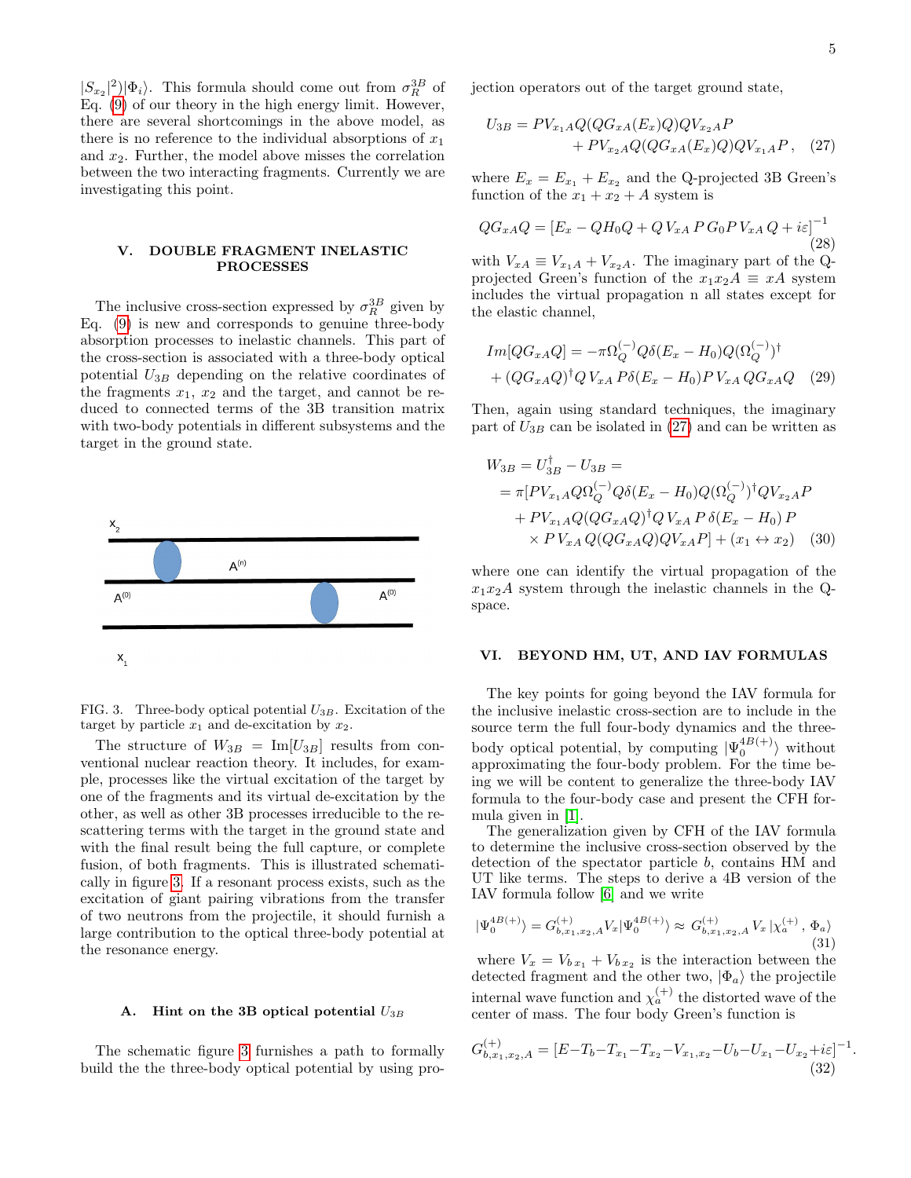$|S_{x_2}|^2)|\Phi_i\rangle$. This formula should come out from $\sigma_R^{3B}$ of Eq. (9) of our theory in the high energy limit. However, there are several shortcomings in the above model, as there is no reference to the individual absorptions of $x_1$ and $x_2$. Further, the model above misses the correlation between the two interacting fragments. Currently we are investigating this point.

## V. DOUBLE FRAGMENT INELASTIC PROCESSES

The inclusive cross-section expressed by $\sigma_R^{3B}$ given by Eq. (9) is new and corresponds to genuine three-body absorption processes to inelastic channels. This part of the cross-section is associated with a three-body optical potential $U_{3B}$ depending on the relative coordinates of the fragments $x_1$, $x_2$ and the target, and cannot be reduced to connected terms of the 3B transition matrix with two-body potentials in different subsystems and the target in the ground state.

FIG. 3. Three-body optical potential $U_{3B}$. Excitation of the target by particle $x_1$ and de-excitation by $x_2$.

The structure of $W_{3B} = \mathrm{Im}[U_{3B}]$ results from conventional nuclear reaction theory. It includes, for example, processes like the virtual excitation of the target by one of the fragments and its virtual de-excitation by the other, as well as other 3B processes irreducible to the rescattering terms with the target in the ground state and with the final result being the full capture, or complete fusion, of both fragments. This is illustrated schematically in figure 3. If a resonant process exists, such as the excitation of giant pairing vibrations from the transfer of two neutrons from the projectile, it should furnish a large contribution to the optical three-body potential at the resonance energy.

### A. Hint on the 3B optical potential $U_{3B}$

The schematic figure 3 furnishes a path to formally build the the three-body optical potential by using projection operators out of the target ground state,

$$U_{3B} = PV_{x_1A}Q(QG_{xA}(E_x)Q)QV_{x_2A}P + PV_{x_2A}Q(QG_{xA}(E_x)Q)QV_{x_1A}P\,, \quad (27)$$

where $E_x = E_{x_1} + E_{x_2}$ and the Q-projected 3B Green's function of the $x_1 + x_2 + A$ system is

$$QG_{xA}Q = \left[E_x - QH_0Q + Q\,V_{xA}\,P\,G_0P\,V_{xA}\,Q + i\varepsilon\right]^{-1} \quad (28)$$

with $V_{xA} \equiv V_{x_1A} + V_{x_2A}$. The imaginary part of the Q-projected Green's function of the $x_1x_2A \equiv xA$ system includes the virtual propagation n all states except for the elastic channel,

$$Im[QG_{xA}Q] = -\pi\Omega_Q^{(-)}Q\delta(E_x - H_0)Q(\Omega_Q^{(-)})^\dagger + (QG_{xA}Q)^\dagger Q\,V_{xA}\,P\delta(E_x - H_0)P\,V_{xA}\,QG_{xA}Q \quad (29)$$

Then, again using standard techniques, the imaginary part of $U_{3B}$ can be isolated in (27) and can be written as

$$\begin{aligned} W_{3B} &= U_{3B}^\dagger - U_{3B} = \\ &= \pi[PV_{x_1A}Q\Omega_Q^{(-)}Q\delta(E_x - H_0)Q(\Omega_Q^{(-)})^\dagger QV_{x_2A}P \\ &+ PV_{x_1A}Q(QG_{xA}Q)^\dagger Q\,V_{xA}\,P\,\delta(E_x - H_0)\,P \\ &\times P\,V_{xA}\,Q(QG_{xA}Q)QV_{xA}P] + (x_1 \leftrightarrow x_2) \end{aligned} \quad (30)$$

where one can identify the virtual propagation of the $x_1x_2A$ system through the inelastic channels in the Q-space.

## VI. BEYOND HM, UT, AND IAV FORMULAS

The key points for going beyond the IAV formula for the inclusive inelastic cross-section are to include in the source term the full four-body dynamics and the three-body optical potential, by computing $|\Psi_0^{4B(+)}\rangle$ without approximating the four-body problem. For the time being we will be content to generalize the three-body IAV formula to the four-body case and present the CFH formula given in [1].

The generalization given by CFH of the IAV formula to determine the inclusive cross-section observed by the detection of the spectator particle $b$, contains HM and UT like terms. The steps to derive a 4B version of the IAV formula follow [6] and we write

$$|\Psi_0^{4B(+)}\rangle = G^{(+)}_{b,x_1,x_2,A}V_x|\Psi_0^{4B(+)}\rangle \approx G^{(+)}_{b,x_1,x_2,A}\,V_x\,|\chi_a^{(+)}\,,\,\Phi_a\rangle \quad (31)$$

where $V_x = V_{b\,x_1} + V_{b\,x_2}$ is the interaction between the detected fragment and the other two, $|\Phi_a\rangle$ the projectile internal wave function and $\chi_a^{(+)}$ the distorted wave of the center of mass. The four body Green's function is

$$G^{(+)}_{b,x_1,x_2,A} = [E - T_b - T_{x_1} - T_{x_2} - V_{x_1,x_2} - U_b - U_{x_1} - U_{x_2} + i\varepsilon]^{-1}. \quad (32)$$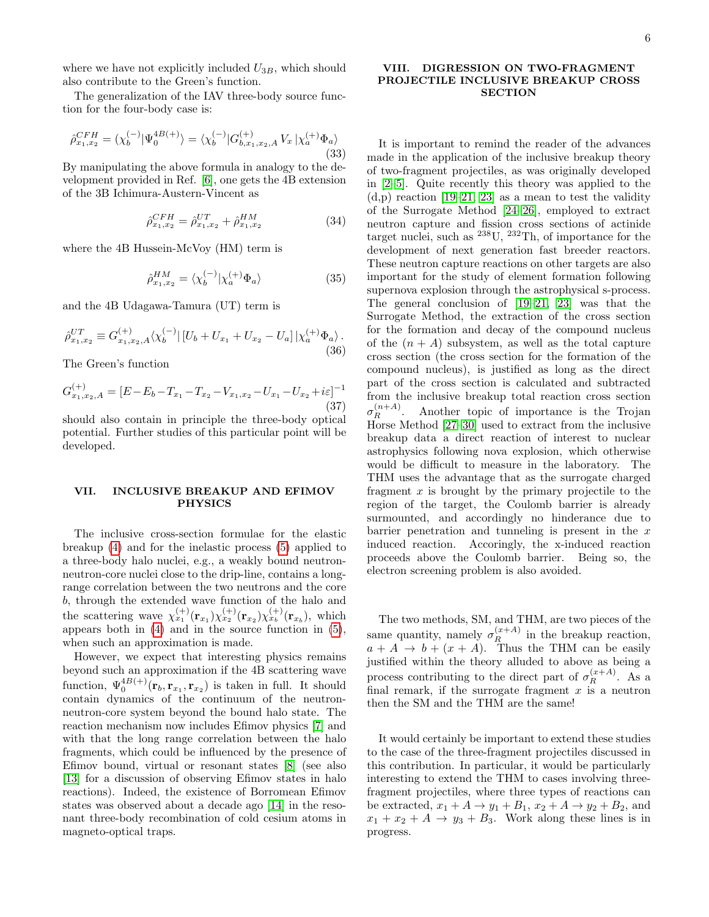where we have not explicitly included $U_{3B}$, which should also contribute to the Green's function.

The generalization of the IAV three-body source function for the four-body case is:

$$\hat{\rho}^{CFH}_{x_1,x_2} = (\chi^{(-)}_b|\Psi^{4B(+)}_0\rangle = \langle\chi^{(-)}_b|G^{(+)}_{b,x_1,x_2,A}\, V_x\, |\chi^{(+)}_a\Phi_a\rangle \tag{33}$$

By manipulating the above formula in analogy to the development provided in Ref. [6], one gets the 4B extension of the 3B Ichimura-Austern-Vincent as

$$\hat{\rho}^{CFH}_{x_1,x_2} = \hat{\rho}^{UT}_{x_1,x_2} + \hat{\rho}^{HM}_{x_1,x_2} \tag{34}$$

where the 4B Hussein-McVoy (HM) term is

$$\hat{\rho}^{HM}_{x_1,x_2} = \langle\chi^{(-)}_b|\chi^{(+)}_a\Phi_a\rangle \tag{35}$$

and the 4B Udagawa-Tamura (UT) term is

$$\hat{\rho}^{UT}_{x_1,x_2} \equiv G^{(+)}_{x_1,x_2,A}\langle\chi^{(-)}_b|\,[U_b + U_{x_1} + U_{x_2} - U_a]\,|\chi^{(+)}_a\Phi_a\rangle\,. \tag{36}$$

The Green's function

$$G^{(+)}_{x_1,x_2,A} = [E - E_b - T_{x_1} - T_{x_2} - V_{x_1,x_2} - U_{x_1} - U_{x_2} + i\varepsilon]^{-1} \tag{37}$$

should also contain in principle the three-body optical potential. Further studies of this particular point will be developed.

## VII. INCLUSIVE BREAKUP AND EFIMOV PHYSICS

The inclusive cross-section formulae for the elastic breakup (4) and for the inelastic process (5) applied to a three-body halo nuclei, e.g., a weakly bound neutron-neutron-core nuclei close to the drip-line, contains a long-range correlation between the two neutrons and the core $b$, through the extended wave function of the halo and the scattering wave $\chi^{(+)}_{x_1}(\mathbf{r}_{x_1})\chi^{(+)}_{x_2}(\mathbf{r}_{x_2})\chi^{(+)}_{x_b}(\mathbf{r}_{x_b})$, which appears both in (4) and in the source function in (5), when such an approximation is made.

However, we expect that interesting physics remains beyond such an approximation if the 4B scattering wave function, $\Psi^{4B(+)}_0(\mathbf{r}_b, \mathbf{r}_{x_1}, \mathbf{r}_{x_2})$ is taken in full. It should contain dynamics of the continuum of the neutron-neutron-core system beyond the bound halo state. The reaction mechanism now includes Efimov physics [7] and with that the long range correlation between the halo fragments, which could be influenced by the presence of Efimov bound, virtual or resonant states [8] (see also [13] for a discussion of observing Efimov states in halo reactions). Indeed, the existence of Borromean Efimov states was observed about a decade ago [14] in the resonant three-body recombination of cold cesium atoms in magneto-optical traps.

## VIII. DIGRESSION ON TWO-FRAGMENT PROJECTILE INCLUSIVE BREAKUP CROSS SECTION

It is important to remind the reader of the advances made in the application of the inclusive breakup theory of two-fragment projectiles, as was originally developed in [2–5]. Quite recently this theory was applied to the (d,p) reaction [19–21, 23] as a mean to test the validity of the Surrogate Method [24–26], employed to extract neutron capture and fission cross sections of actinide target nuclei, such as $^{238}$U, $^{232}$Th, of importance for the development of next generation fast breeder reactors. These neutron capture reactions on other targets are also important for the study of element formation following supernova explosion through the astrophysical s-process. The general conclusion of [19–21, 23] was that the Surrogate Method, the extraction of the cross section for the formation and decay of the compound nucleus of the $(n + A)$ subsystem, as well as the total capture cross section (the cross section for the formation of the compound nucleus), is justified as long as the direct part of the cross section is calculated and subtracted from the inclusive breakup total reaction cross section $\sigma^{(n+A)}_R$. Another topic of importance is the Trojan Horse Method [27–30] used to extract from the inclusive breakup data a direct reaction of interest to nuclear astrophysics following nova explosion, which otherwise would be difficult to measure in the laboratory. The THM uses the advantage that as the surrogate charged fragment $x$ is brought by the primary projectile to the region of the target, the Coulomb barrier is already surmounted, and accordingly no hinderance due to barrier penetration and tunneling is present in the $x$ induced reaction. Accordingly, the x-induced reaction proceeds above the Coulomb barrier. Being so, the electron screening problem is also avoided.

The two methods, SM, and THM, are two pieces of the same quantity, namely $\sigma^{(x+A)}_R$ in the breakup reaction, $a + A \to b + (x + A)$. Thus the THM can be easily justified within the theory alluded to above as being a process contributing to the direct part of $\sigma^{(x+A)}_R$. As a final remark, if the surrogate fragment $x$ is a neutron then the SM and the THM are the same!

It would certainly be important to extend these studies to the case of the three-fragment projectiles discussed in this contribution. In particular, it would be particularly interesting to extend the THM to cases involving three-fragment projectiles, where three types of reactions can be extracted, $x_1 + A \to y_1 + B_1$, $x_2 + A \to y_2 + B_2$, and $x_1 + x_2 + A \to y_3 + B_3$. Work along these lines is in progress.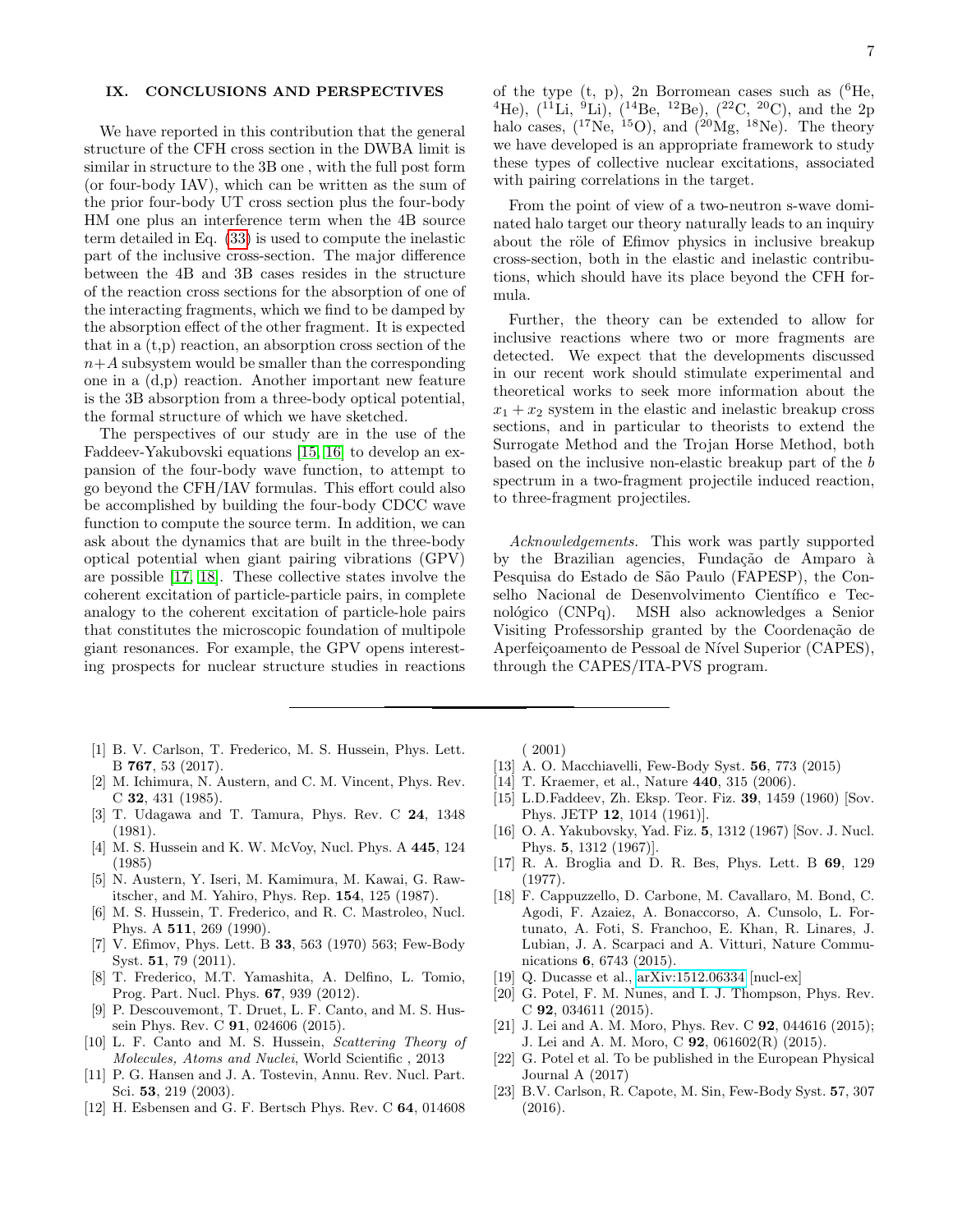## IX. CONCLUSIONS AND PERSPECTIVES

We have reported in this contribution that the general structure of the CFH cross section in the DWBA limit is similar in structure to the 3B one , with the full post form (or four-body IAV), which can be written as the sum of the prior four-body UT cross section plus the four-body HM one plus an interference term when the 4B source term detailed in Eq. (33) is used to compute the inelastic part of the inclusive cross-section. The major difference between the 4B and 3B cases resides in the structure of the reaction cross sections for the absorption of one of the interacting fragments, which we find to be damped by the absorption effect of the other fragment. It is expected that in a (t,p) reaction, an absorption cross section of the $n+A$ subsystem would be smaller than the corresponding one in a (d,p) reaction. Another important new feature is the 3B absorption from a three-body optical potential, the formal structure of which we have sketched.

The perspectives of our study are in the use of the Faddeev-Yakubovski equations [15, 16] to develop an expansion of the four-body wave function, to attempt to go beyond the CFH/IAV formulas. This effort could also be accomplished by building the four-body CDCC wave function to compute the source term. In addition, we can ask about the dynamics that are built in the three-body optical potential when giant pairing vibrations (GPV) are possible [17, 18]. These collective states involve the coherent excitation of particle-particle pairs, in complete analogy to the coherent excitation of particle-hole pairs that constitutes the microscopic foundation of multipole giant resonances. For example, the GPV opens interesting prospects for nuclear structure studies in reactions of the type (t, p), 2n Borromean cases such as ($^6$He, $^4$He), ($^{11}$Li, $^9$Li), ($^{14}$Be, $^{12}$Be), ($^{22}$C, $^{20}$C), and the 2p halo cases, ($^{17}$Ne, $^{15}$O), and ($^{20}$Mg, $^{18}$Ne). The theory we have developed is an appropriate framework to study these types of collective nuclear excitations, associated with pairing correlations in the target.

From the point of view of a two-neutron s-wave dominated halo target our theory naturally leads to an inquiry about the röle of Efimov physics in inclusive breakup cross-section, both in the elastic and inelastic contributions, which should have its place beyond the CFH formula.

Further, the theory can be extended to allow for inclusive reactions where two or more fragments are detected. We expect that the developments discussed in our recent work should stimulate experimental and theoretical works to seek more information about the $x_1 + x_2$ system in the elastic and inelastic breakup cross sections, and in particular to theorists to extend the Surrogate Method and the Trojan Horse Method, both based on the inclusive non-elastic breakup part of the $b$ spectrum in a two-fragment projectile induced reaction, to three-fragment projectiles.

*Acknowledgements.* This work was partly supported by the Brazilian agencies, Fundação de Amparo à Pesquisa do Estado de São Paulo (FAPESP), the Conselho Nacional de Desenvolvimento Científico e Tecnológico (CNPq). MSH also acknowledges a Senior Visiting Professorship granted by the Coordenação de Aperfeiçoamento de Pessoal de Nível Superior (CAPES), through the CAPES/ITA-PVS program.

---

[1] B. V. Carlson, T. Frederico, M. S. Hussein, Phys. Lett. B **767**, 53 (2017).
[2] M. Ichimura, N. Austern, and C. M. Vincent, Phys. Rev. C **32**, 431 (1985).
[3] T. Udagawa and T. Tamura, Phys. Rev. C **24**, 1348 (1981).
[4] M. S. Hussein and K. W. McVoy, Nucl. Phys. A **445**, 124 (1985)
[5] N. Austern, Y. Iseri, M. Kamimura, M. Kawai, G. Rawitscher, and M. Yahiro, Phys. Rep. **154**, 125 (1987).
[6] M. S. Hussein, T. Frederico, and R. C. Mastroleo, Nucl. Phys. A **511**, 269 (1990).
[7] V. Efimov, Phys. Lett. B **33**, 563 (1970) 563; Few-Body Syst. **51**, 79 (2011).
[8] T. Frederico, M.T. Yamashita, A. Delfino, L. Tomio, Prog. Part. Nucl. Phys. **67**, 939 (2012).
[9] P. Descouvemont, T. Druet, L. F. Canto, and M. S. Hussein Phys. Rev. C **91**, 024606 (2015).
[10] L. F. Canto and M. S. Hussein, *Scattering Theory of Molecules, Atoms and Nuclei*, World Scientific , 2013
[11] P. G. Hansen and J. A. Tostevin, Annu. Rev. Nucl. Part. Sci. **53**, 219 (2003).
[12] H. Esbensen and G. F. Bertsch Phys. Rev. C **64**, 014608 ( 2001)
[13] A. O. Macchiavelli, Few-Body Syst. **56**, 773 (2015)
[14] T. Kraemer, et al., Nature **440**, 315 (2006).
[15] L.D.Faddeev, Zh. Eksp. Teor. Fiz. **39**, 1459 (1960) [Sov. Phys. JETP **12**, 1014 (1961)].
[16] O. A. Yakubovsky, Yad. Fiz. **5**, 1312 (1967) [Sov. J. Nucl. Phys. **5**, 1312 (1967)].
[17] R. A. Broglia and D. R. Bes, Phys. Lett. B **69**, 129 (1977).
[18] F. Cappuzzello, D. Carbone, M. Cavallaro, M. Bond, C. Agodi, F. Azaiez, A. Bonaccorso, A. Cunsolo, L. Fortunato, A. Foti, S. Franchoo, E. Khan, R. Linares, J. Lubian, J. A. Scarpaci and A. Vitturi, Nature Communications **6**, 6743 (2015).
[19] Q. Ducasse et al., arXiv:1512.06334 [nucl-ex]
[20] G. Potel, F. M. Nunes, and I. J. Thompson, Phys. Rev. C **92**, 034611 (2015).
[21] J. Lei and A. M. Moro, Phys. Rev. C **92**, 044616 (2015); J. Lei and A. M. Moro, C **92**, 061602(R) (2015).
[22] G. Potel et al. To be published in the European Physical Journal A (2017)
[23] B.V. Carlson, R. Capote, M. Sin, Few-Body Syst. **57**, 307 (2016).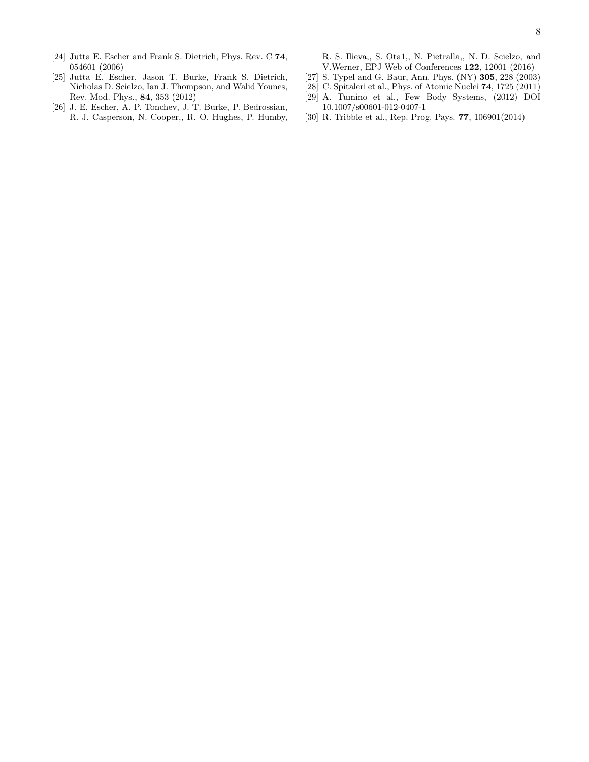[24] Jutta E. Escher and Frank S. Dietrich, Phys. Rev. C **74**, 054601 (2006)

[25] Jutta E. Escher, Jason T. Burke, Frank S. Dietrich, Nicholas D. Scielzo, Ian J. Thompson, and Walid Younes, Rev. Mod. Phys., **84**, 353 (2012)

[26] J. E. Escher, A. P. Tonchev, J. T. Burke, P. Bedrossian, R. J. Casperson, N. Cooper,, R. O. Hughes, P. Humby, R. S. Ilieva,, S. Ota1,, N. Pietralla,, N. D. Scielzo, and V.Werner, EPJ Web of Conferences **122**, 12001 (2016)

[27] S. Typel and G. Baur, Ann. Phys. (NY) **305**, 228 (2003)

[28] C. Spitaleri et al., Phys. of Atomic Nuclei **74**, 1725 (2011)

[29] A. Tumino et al., Few Body Systems, (2012) DOI 10.1007/s00601-012-0407-1

[30] R. Tribble et al., Rep. Prog. Pays. **77**, 106901(2014)